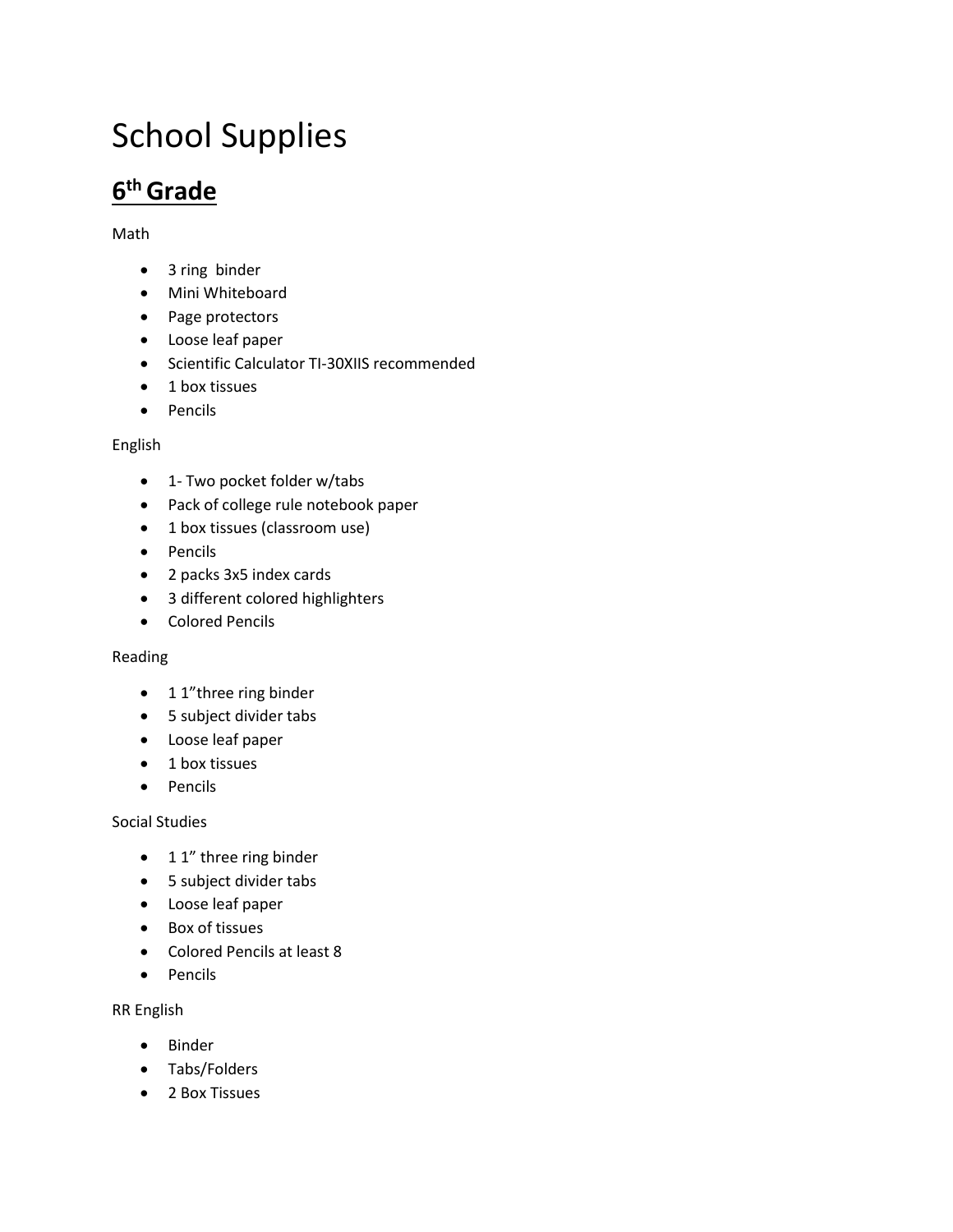# School Supplies

## 6th Grade

Math

- 3 ring  binder
- Mini Whiteboard
- Page protectors
- Loose leaf paper
- Scientific Calculator TI-30XIIS recommended
- 1 box tissues
- Pencils

English

- 1- Two pocket folder w/tabs
- Pack of college rule notebook paper
- 1 box tissues (classroom use)
- Pencils
- 2 packs 3x5 index cards
- 3 different colored highlighters
- Colored Pencils

Reading

- 1 1"three ring binder
- 5 subject divider tabs
- Loose leaf paper
- 1 box tissues
- Pencils

Social Studies

- 1 1" three ring binder
- 5 subject divider tabs
- Loose leaf paper
- Box of tissues
- Colored Pencils at least 8
- Pencils

RR English

- Binder
- Tabs/Folders
- 2 Box Tissues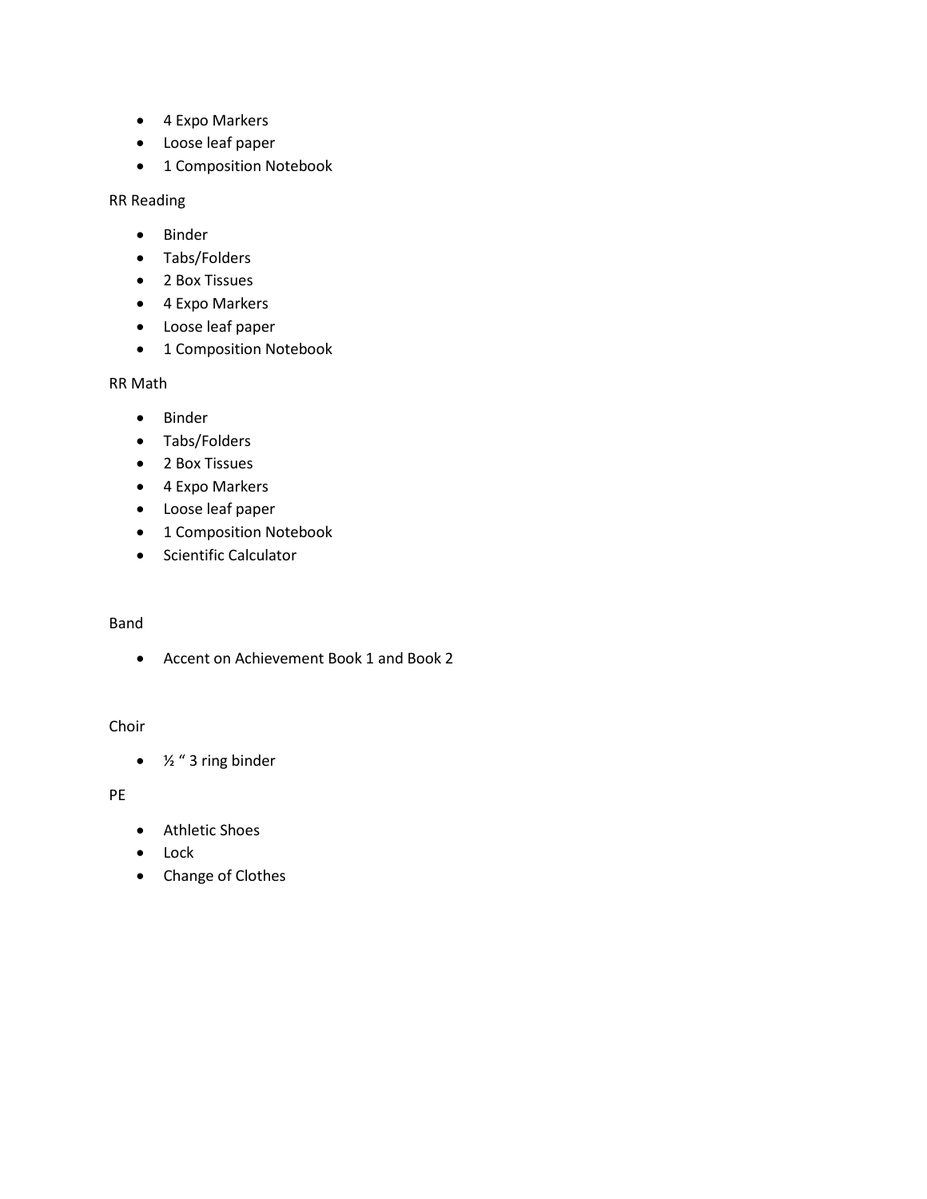- 4 Expo Markers
- Loose leaf paper
- 1 Composition Notebook

RR Reading

- Binder
- Tabs/Folders
- 2 Box Tissues
- 4 Expo Markers
- Loose leaf paper
- 1 Composition Notebook

RR Math

- Binder
- Tabs/Folders
- 2 Box Tissues
- 4 Expo Markers
- Loose leaf paper
- 1 Composition Notebook
- Scientific Calculator

Band

- Accent on Achievement Book 1 and Book 2

Choir

- ½ " 3 ring binder

PE

- Athletic Shoes
- Lock
- Change of Clothes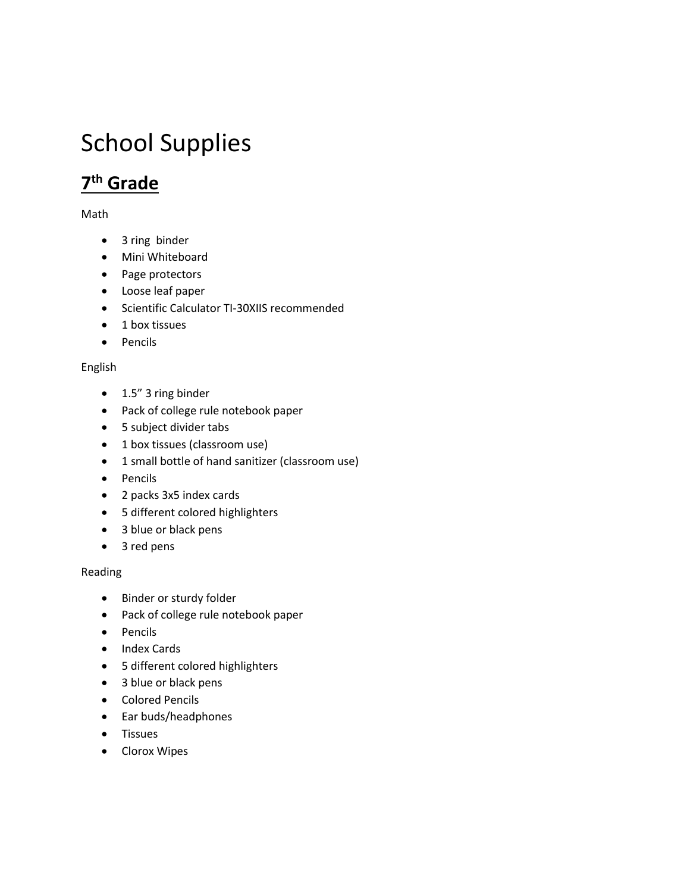# School Supplies

## <u>7th Grade</u>

Math

- 3 ring binder
- Mini Whiteboard
- Page protectors
- Loose leaf paper
- Scientific Calculator TI-30XIIS recommended
- 1 box tissues
- Pencils

English

- 1.5” 3 ring binder
- Pack of college rule notebook paper
- 5 subject divider tabs
- 1 box tissues (classroom use)
- 1 small bottle of hand sanitizer (classroom use)
- Pencils
- 2 packs 3x5 index cards
- 5 different colored highlighters
- 3 blue or black pens
- 3 red pens

Reading

- Binder or sturdy folder
- Pack of college rule notebook paper
- Pencils
- Index Cards
- 5 different colored highlighters
- 3 blue or black pens
- Colored Pencils
- Ear buds/headphones
- Tissues
- Clorox Wipes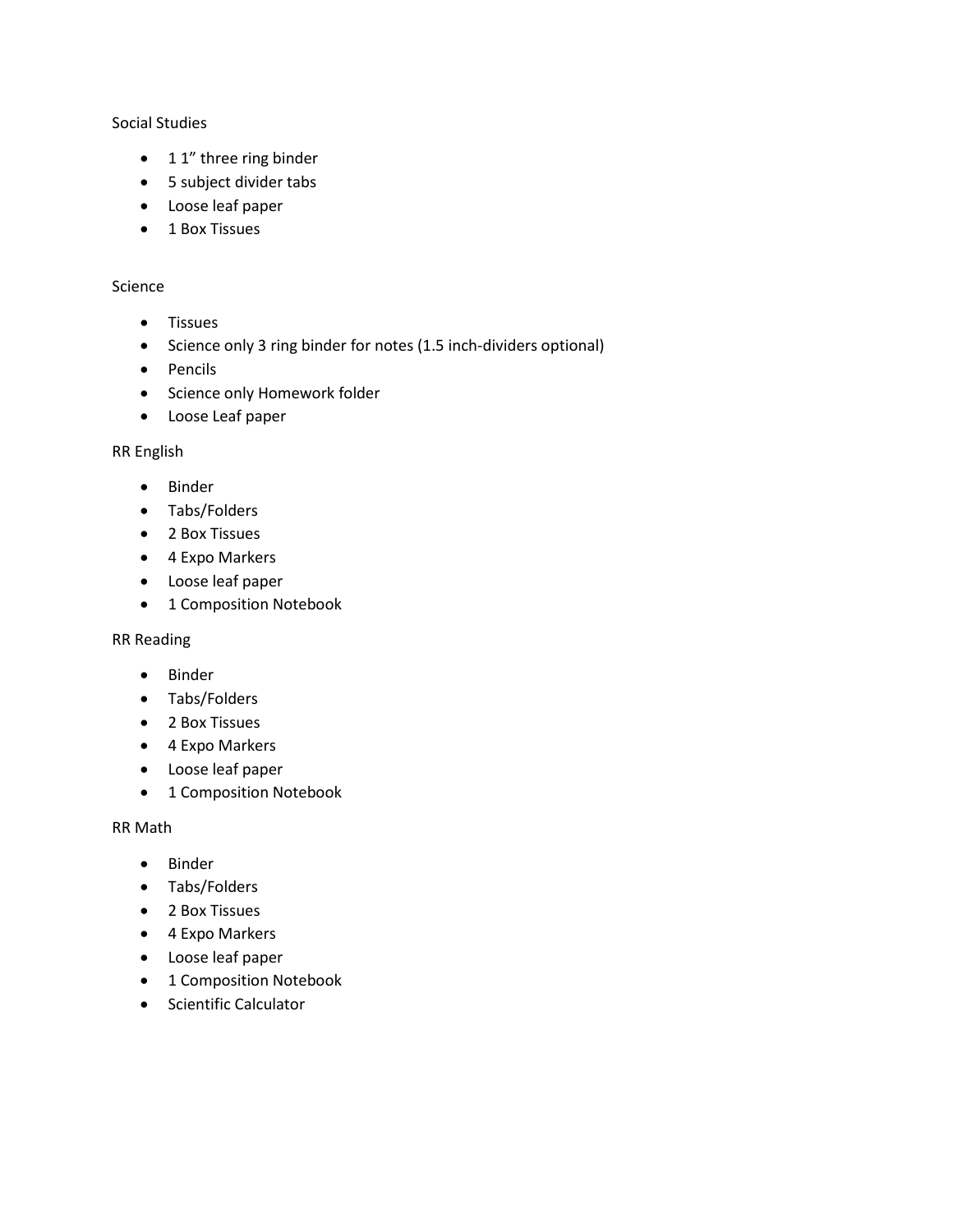Social Studies

- 1 1” three ring binder
- 5 subject divider tabs
- Loose leaf paper
- 1 Box Tissues

Science

- Tissues
- Science only 3 ring binder for notes (1.5 inch-dividers optional)
- Pencils
- Science only Homework folder
- Loose Leaf paper

RR English

- Binder
- Tabs/Folders
- 2 Box Tissues
- 4 Expo Markers
- Loose leaf paper
- 1 Composition Notebook

RR Reading

- Binder
- Tabs/Folders
- 2 Box Tissues
- 4 Expo Markers
- Loose leaf paper
- 1 Composition Notebook

RR Math

- Binder
- Tabs/Folders
- 2 Box Tissues
- 4 Expo Markers
- Loose leaf paper
- 1 Composition Notebook
- Scientific Calculator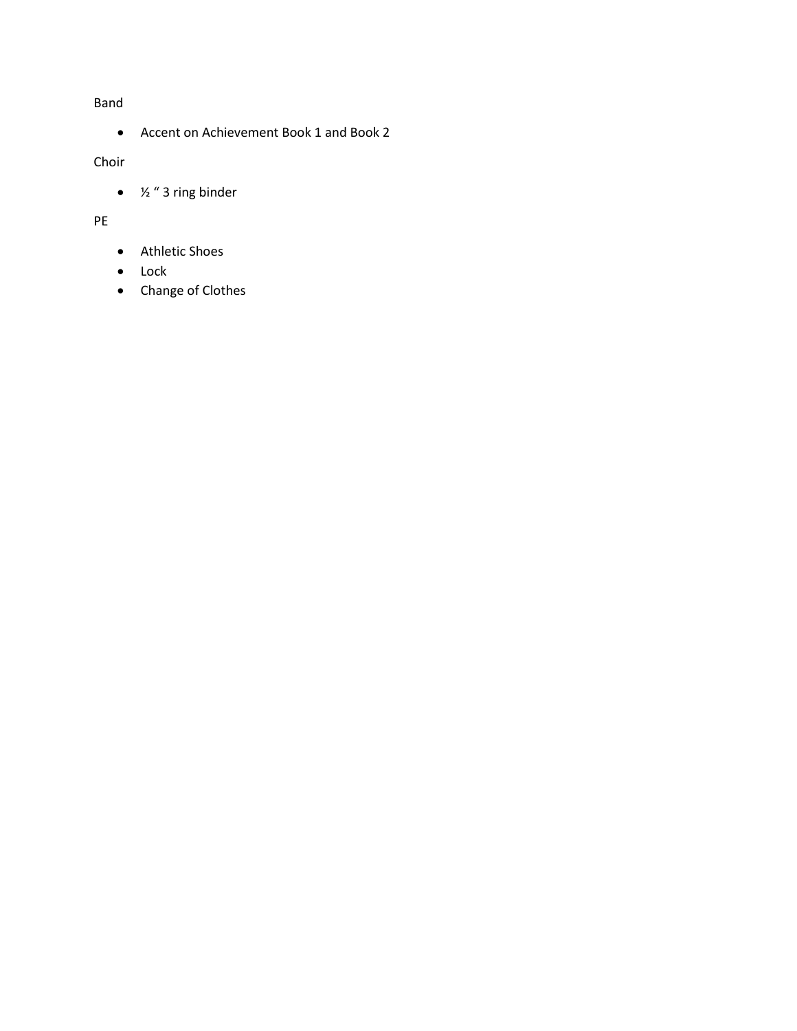Band

- Accent on Achievement Book 1 and Book 2

Choir

- ½ " 3 ring binder

PE

- Athletic Shoes
- Lock
- Change of Clothes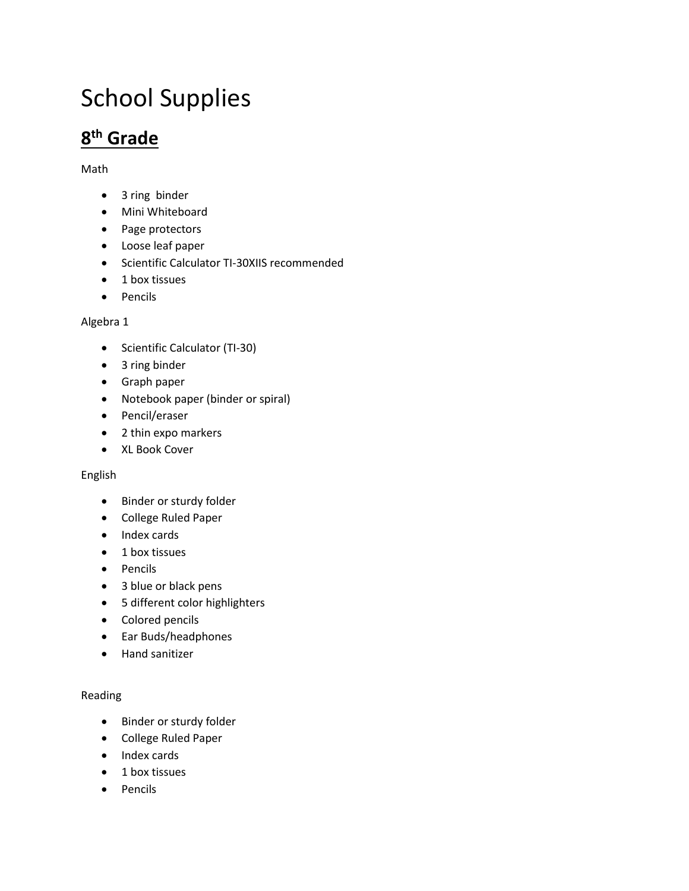# School Supplies

## 8th Grade

Math

- 3 ring  binder
- Mini Whiteboard
- Page protectors
- Loose leaf paper
- Scientific Calculator TI-30XIIS recommended
- 1 box tissues
- Pencils

Algebra 1

- Scientific Calculator (TI-30)
- 3 ring binder
- Graph paper
- Notebook paper (binder or spiral)
- Pencil/eraser
- 2 thin expo markers
- XL Book Cover

English

- Binder or sturdy folder
- College Ruled Paper
- Index cards
- 1 box tissues
- Pencils
- 3 blue or black pens
- 5 different color highlighters
- Colored pencils
- Ear Buds/headphones
- Hand sanitizer

Reading

- Binder or sturdy folder
- College Ruled Paper
- Index cards
- 1 box tissues
- Pencils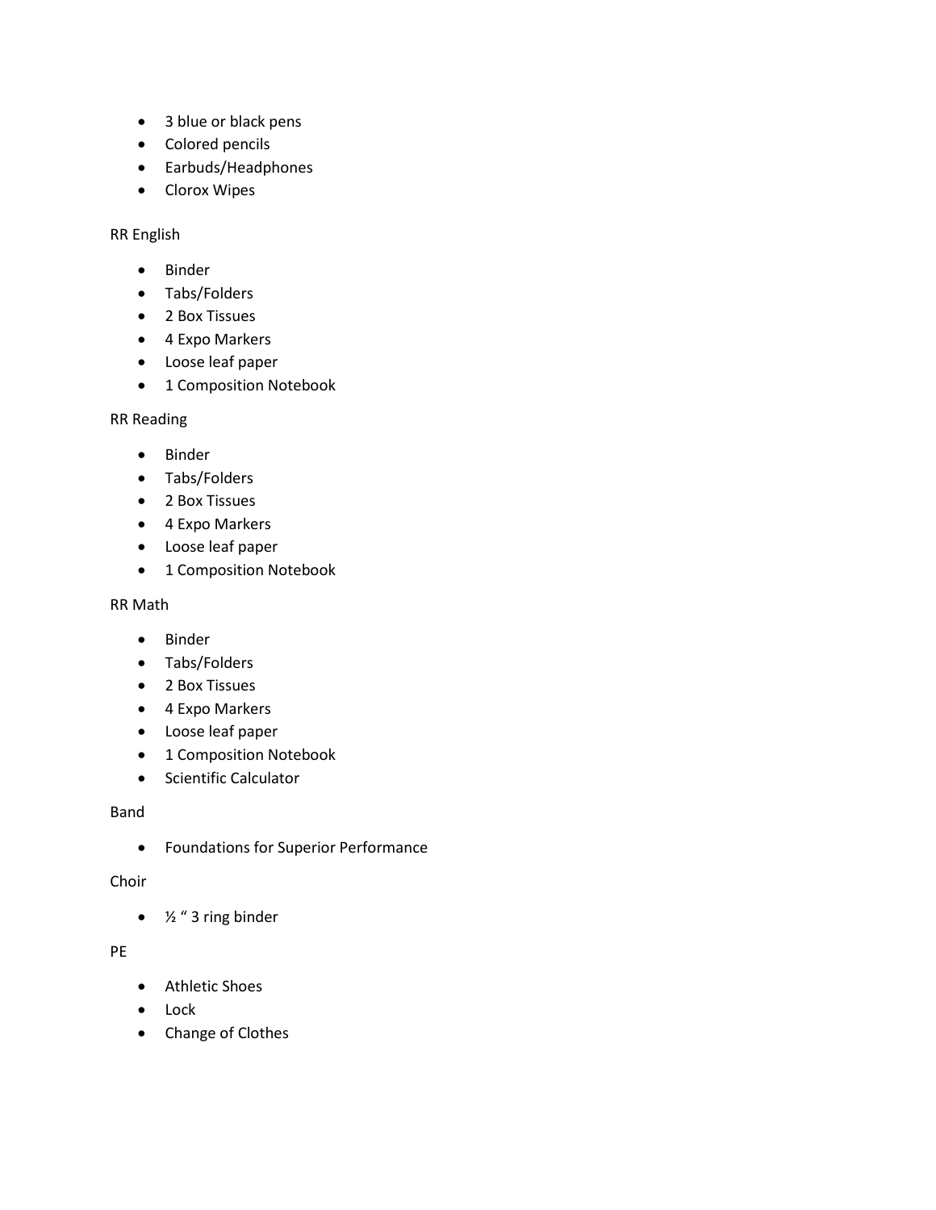- 3 blue or black pens
- Colored pencils
- Earbuds/Headphones
- Clorox Wipes

RR English

- Binder
- Tabs/Folders
- 2 Box Tissues
- 4 Expo Markers
- Loose leaf paper
- 1 Composition Notebook

RR Reading

- Binder
- Tabs/Folders
- 2 Box Tissues
- 4 Expo Markers
- Loose leaf paper
- 1 Composition Notebook

RR Math

- Binder
- Tabs/Folders
- 2 Box Tissues
- 4 Expo Markers
- Loose leaf paper
- 1 Composition Notebook
- Scientific Calculator

Band

- Foundations for Superior Performance

Choir

- ½ " 3 ring binder

PE

- Athletic Shoes
- Lock
- Change of Clothes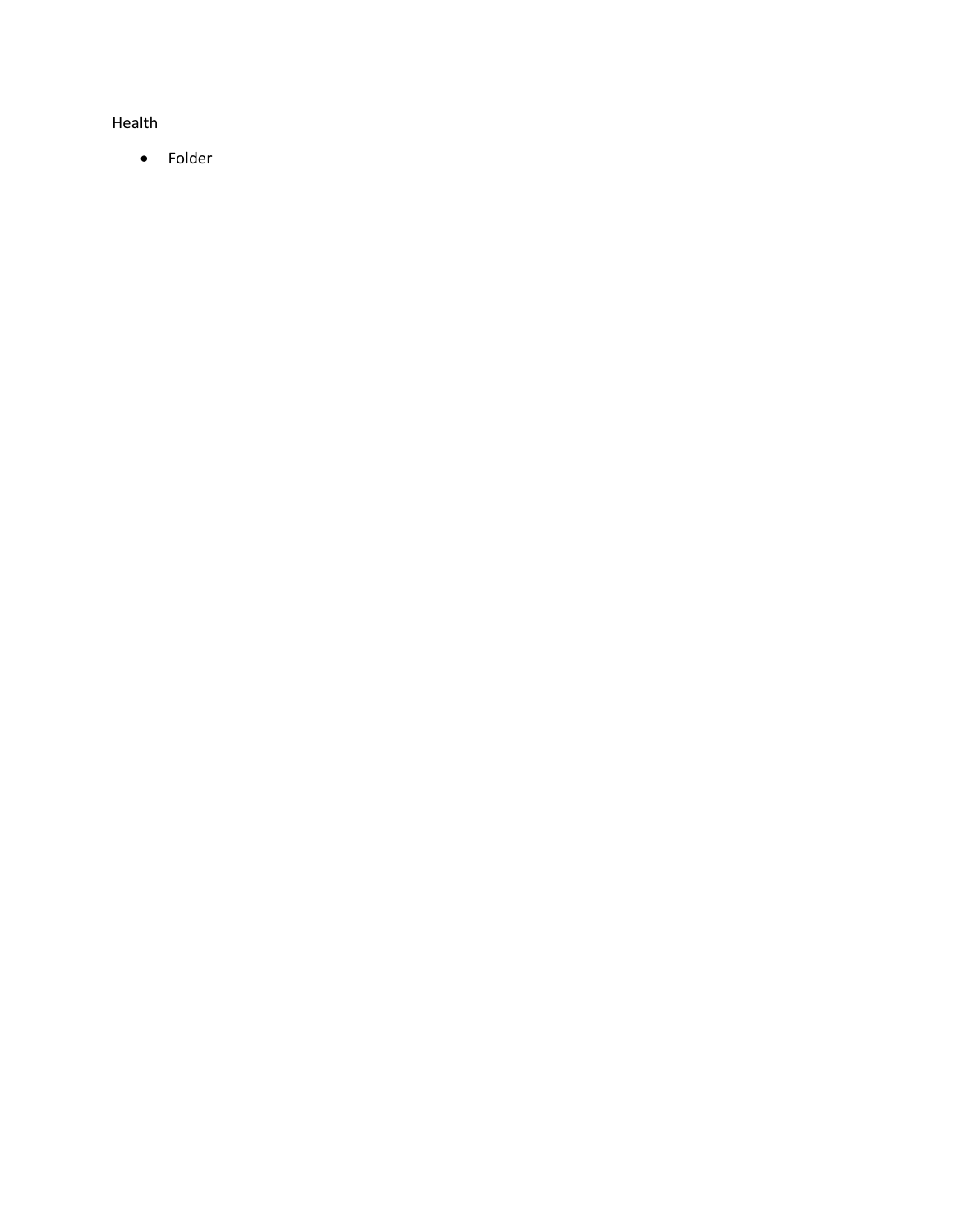Health

- Folder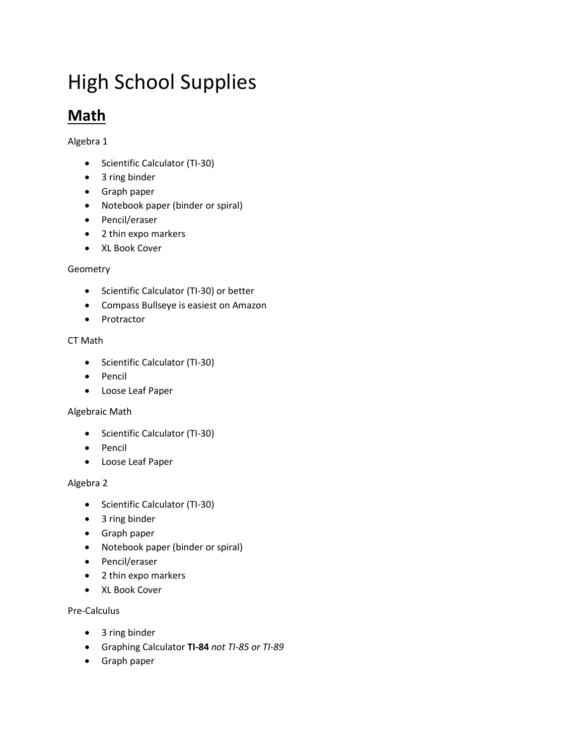# High School Supplies

## **Math**

Algebra 1

- Scientific Calculator (TI-30)
- 3 ring binder
- Graph paper
- Notebook paper (binder or spiral)
- Pencil/eraser
- 2 thin expo markers
- XL Book Cover

Geometry

- Scientific Calculator (TI-30) or better
- Compass Bullseye is easiest on Amazon
- Protractor

CT Math

- Scientific Calculator (TI-30)
- Pencil
- Loose Leaf Paper

Algebraic Math

- Scientific Calculator (TI-30)
- Pencil
- Loose Leaf Paper

Algebra 2

- Scientific Calculator (TI-30)
- 3 ring binder
- Graph paper
- Notebook paper (binder or spiral)
- Pencil/eraser
- 2 thin expo markers
- XL Book Cover

Pre-Calculus

- 3 ring binder
- Graphing Calculator **TI-84** *not TI-85 or TI-89*
- Graph paper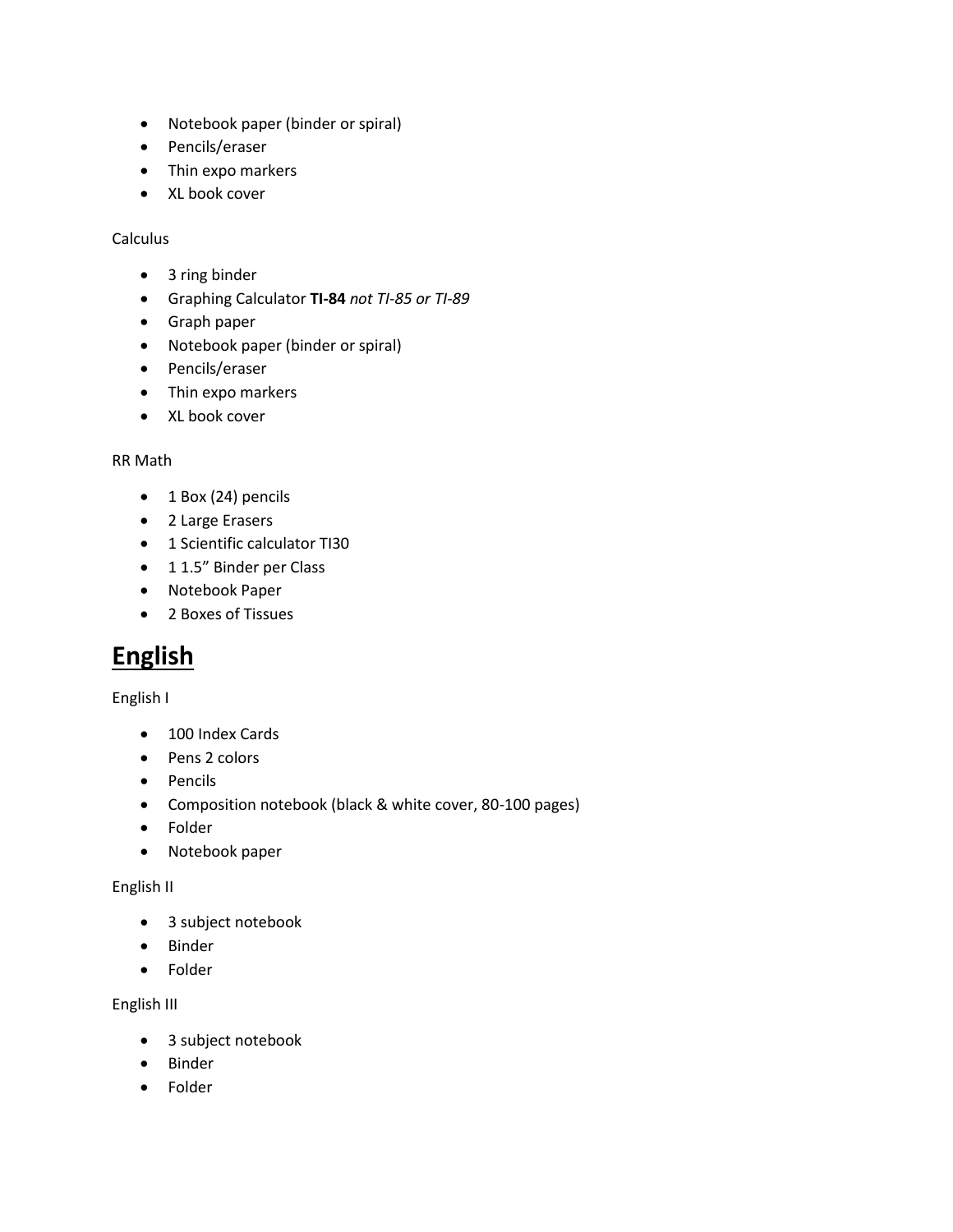- Notebook paper (binder or spiral)
- Pencils/eraser
- Thin expo markers
- XL book cover

Calculus

- 3 ring binder
- Graphing Calculator **TI-84** *not TI-85 or TI-89*
- Graph paper
- Notebook paper (binder or spiral)
- Pencils/eraser
- Thin expo markers
- XL book cover

RR Math

- 1 Box (24) pencils
- 2 Large Erasers
- 1 Scientific calculator TI30
- 1 1.5" Binder per Class
- Notebook Paper
- 2 Boxes of Tissues

## English

English I

- 100 Index Cards
- Pens 2 colors
- Pencils
- Composition notebook (black & white cover, 80-100 pages)
- Folder
- Notebook paper

English II

- 3 subject notebook
- Binder
- Folder

English III

- 3 subject notebook
- Binder
- Folder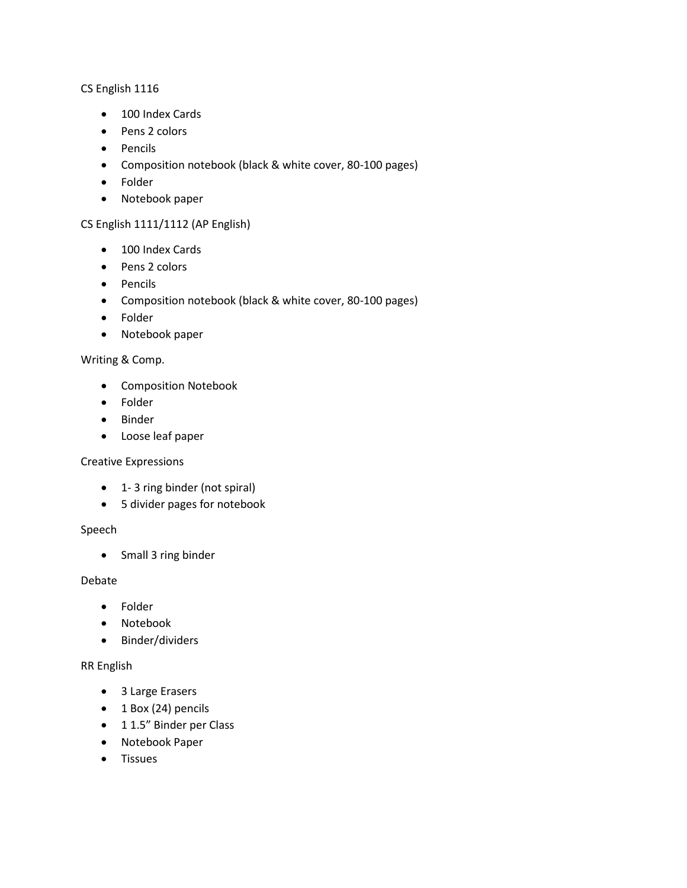CS English 1116

- 100 Index Cards
- Pens 2 colors
- Pencils
- Composition notebook (black & white cover, 80-100 pages)
- Folder
- Notebook paper

CS English 1111/1112 (AP English)

- 100 Index Cards
- Pens 2 colors
- Pencils
- Composition notebook (black & white cover, 80-100 pages)
- Folder
- Notebook paper

Writing & Comp.

- Composition Notebook
- Folder
- Binder
- Loose leaf paper

Creative Expressions

- 1- 3 ring binder (not spiral)
- 5 divider pages for notebook

Speech

- Small 3 ring binder

Debate

- Folder
- Notebook
- Binder/dividers

RR English

- 3 Large Erasers
- 1 Box (24) pencils
- 1 1.5" Binder per Class
- Notebook Paper
- Tissues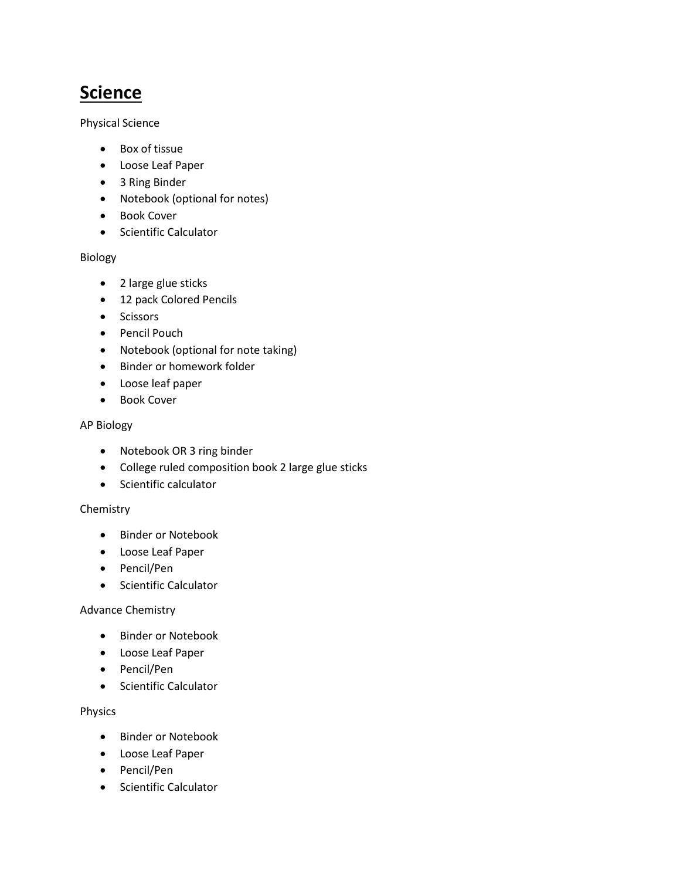# <u>Science</u>

Physical Science

- Box of tissue
- Loose Leaf Paper
- 3 Ring Binder
- Notebook (optional for notes)
- Book Cover
- Scientific Calculator

Biology

- 2 large glue sticks
- 12 pack Colored Pencils
- Scissors
- Pencil Pouch
- Notebook (optional for note taking)
- Binder or homework folder
- Loose leaf paper
- Book Cover

AP Biology

- Notebook OR 3 ring binder
- College ruled composition book 2 large glue sticks
- Scientific calculator

Chemistry

- Binder or Notebook
- Loose Leaf Paper
- Pencil/Pen
- Scientific Calculator

Advance Chemistry

- Binder or Notebook
- Loose Leaf Paper
- Pencil/Pen
- Scientific Calculator

Physics

- Binder or Notebook
- Loose Leaf Paper
- Pencil/Pen
- Scientific Calculator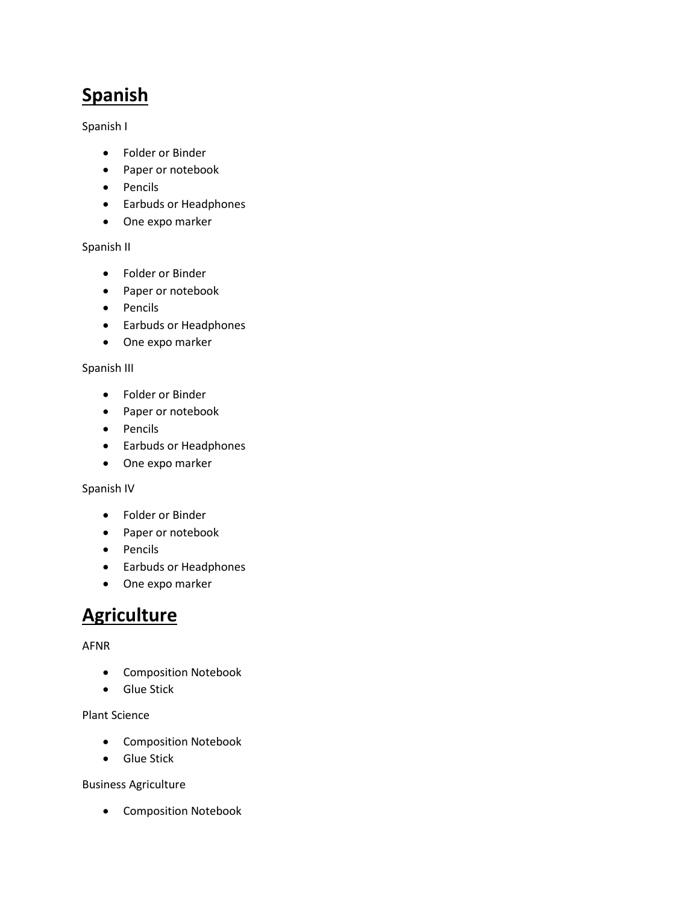## **Spanish**

Spanish I

- Folder or Binder
- Paper or notebook
- Pencils
- Earbuds or Headphones
- One expo marker

Spanish II

- Folder or Binder
- Paper or notebook
- Pencils
- Earbuds or Headphones
- One expo marker

Spanish III

- Folder or Binder
- Paper or notebook
- Pencils
- Earbuds or Headphones
- One expo marker

Spanish IV

- Folder or Binder
- Paper or notebook
- Pencils
- Earbuds or Headphones
- One expo marker

## **Agriculture**

AFNR

- Composition Notebook
- Glue Stick

Plant Science

- Composition Notebook
- Glue Stick

Business Agriculture

- Composition Notebook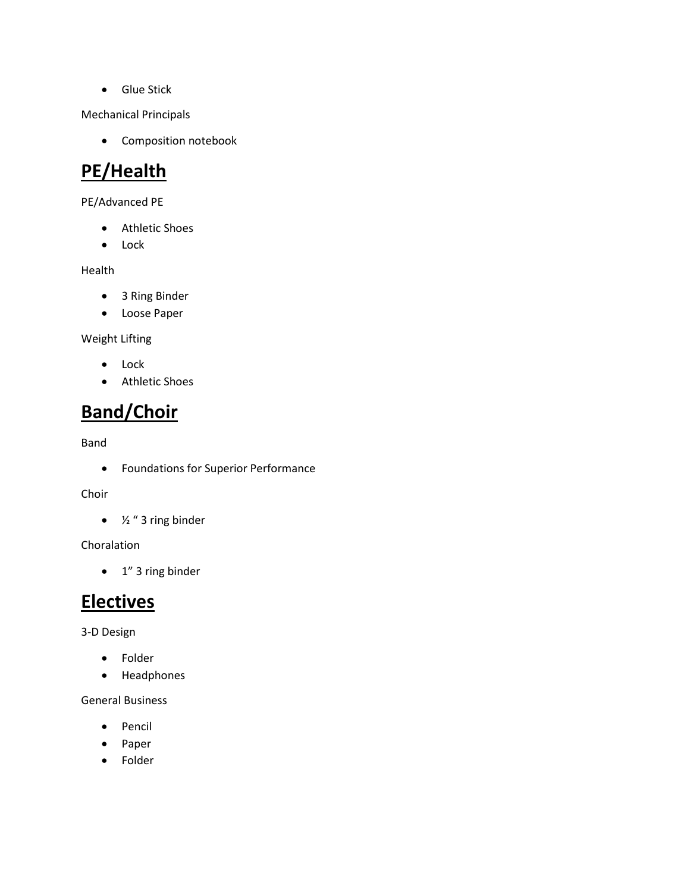- Glue Stick

Mechanical Principals

- Composition notebook

## PE/Health

PE/Advanced PE

- Athletic Shoes
- Lock

Health

- 3 Ring Binder
- Loose Paper

Weight Lifting

- Lock
- Athletic Shoes

## Band/Choir

Band

- Foundations for Superior Performance

Choir

- ½ " 3 ring binder

Choralation

- 1" 3 ring binder

## Electives

3-D Design

- Folder
- Headphones

General Business

- Pencil
- Paper
- Folder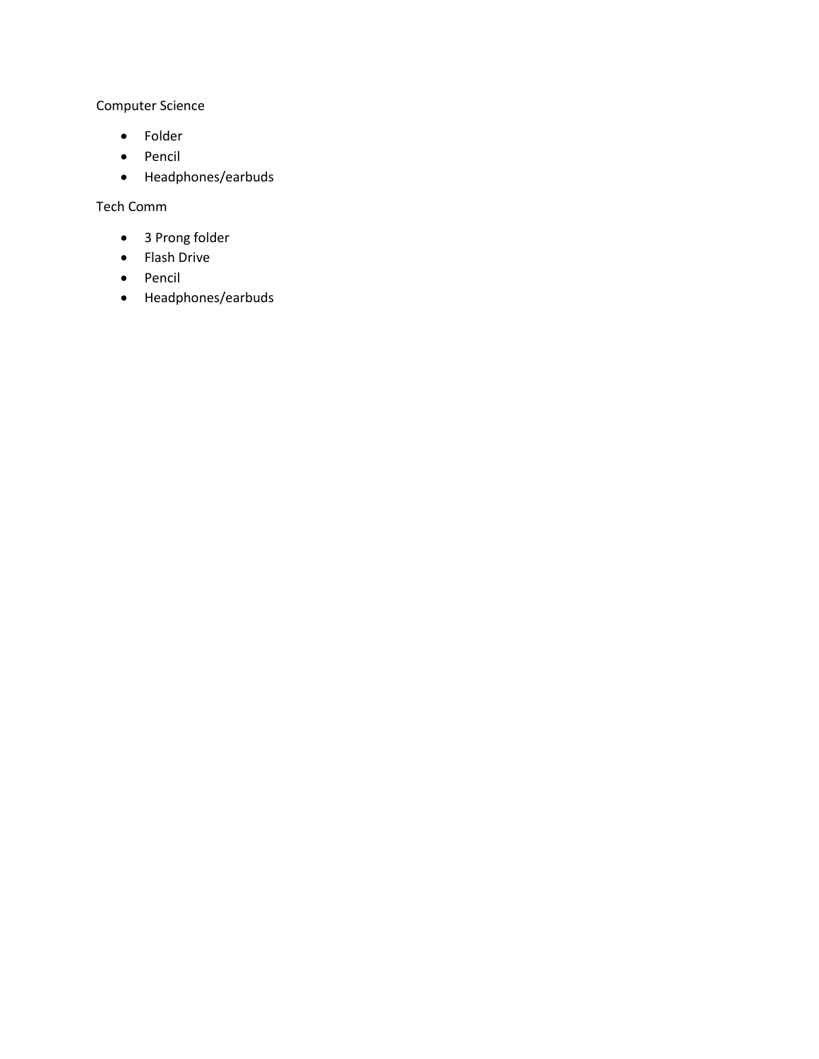Computer Science

- Folder
- Pencil
- Headphones/earbuds

Tech Comm

- 3 Prong folder
- Flash Drive
- Pencil
- Headphones/earbuds